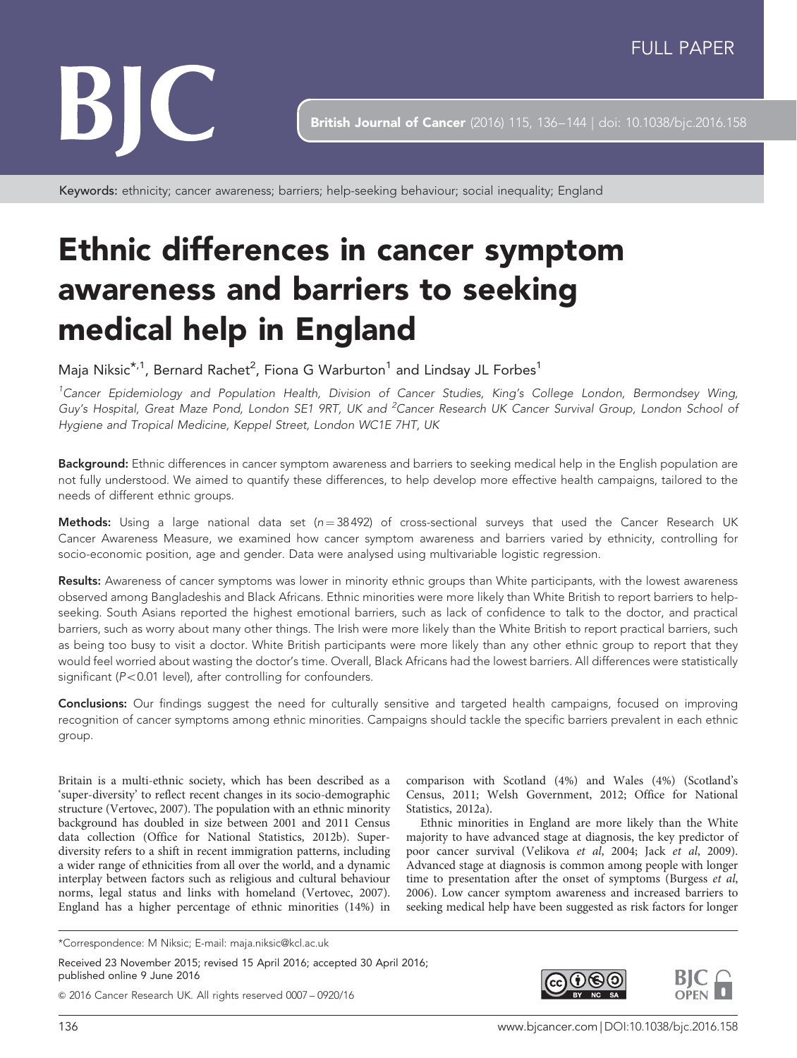FULL PAPER

Keywords: ethnicity; cancer awareness; barriers; help-seeking behaviour; social inequality; England

# Ethnic differences in cancer symptom awareness and barriers to seeking medical help in England

Maja Niksic[*,1], Bernard Rachet[2], Fiona G Warburton[1] and Lindsay JL Forbes[1]

[1]*Cancer Epidemiology and Population Health, Division of Cancer Studies, King's College London, Bermondsey Wing, Guy's Hospital, Great Maze Pond, London SE1 9RT, UK and* [2]*Cancer Research UK Cancer Survival Group, London School of Hygiene and Tropical Medicine, Keppel Street, London WC1E 7HT, UK*

**Background:** Ethnic differences in cancer symptom awareness and barriers to seeking medical help in the English population are not fully understood. We aimed to quantify these differences, to help develop more effective health campaigns, tailored to the needs of different ethnic groups.

**Methods:** Using a large national data set ($n = 38\,492$) of cross-sectional surveys that used the Cancer Research UK Cancer Awareness Measure, we examined how cancer symptom awareness and barriers varied by ethnicity, controlling for socio-economic position, age and gender. Data were analysed using multivariable logistic regression.

**Results:** Awareness of cancer symptoms was lower in minority ethnic groups than White participants, with the lowest awareness observed among Bangladeshis and Black Africans. Ethnic minorities were more likely than White British to report barriers to help-seeking. South Asians reported the highest emotional barriers, such as lack of confidence to talk to the doctor, and practical barriers, such as worry about many other things. The Irish were more likely than the White British to report practical barriers, such as being too busy to visit a doctor. White British participants were more likely than any other ethnic group to report that they would feel worried about wasting the doctor's time. Overall, Black Africans had the lowest barriers. All differences were statistically significant ($P < 0.01$ level), after controlling for confounders.

**Conclusions:** Our findings suggest the need for culturally sensitive and targeted health campaigns, focused on improving recognition of cancer symptoms among ethnic minorities. Campaigns should tackle the specific barriers prevalent in each ethnic group.

Britain is a multi-ethnic society, which has been described as a 'super-diversity' to reflect recent changes in its socio-demographic structure (Vertovec, 2007). The population with an ethnic minority background has doubled in size between 2001 and 2011 Census data collection (Office for National Statistics, 2012b). Super-diversity refers to a shift in recent immigration patterns, including a wider range of ethnicities from all over the world, and a dynamic interplay between factors such as religious and cultural behaviour norms, legal status and links with homeland (Vertovec, 2007). England has a higher percentage of ethnic minorities (14%) in comparison with Scotland (4%) and Wales (4%) (Scotland's Census, 2011; Welsh Government, 2012; Office for National Statistics, 2012a).

Ethnic minorities in England are more likely than the White majority to have advanced stage at diagnosis, the key predictor of poor cancer survival (Velikova *et al*, 2004; Jack *et al*, 2009). Advanced stage at diagnosis is common among people with longer time to presentation after the onset of symptoms (Burgess *et al*, 2006). Low cancer symptom awareness and increased barriers to seeking medical help have been suggested as risk factors for longer

*Correspondence: M Niksic; E-mail: maja.niksic@kcl.ac.uk

Received 23 November 2015; revised 15 April 2016; accepted 30 April 2016; published online 9 June 2016

© 2016 Cancer Research UK. All rights reserved 0007 – 0920/16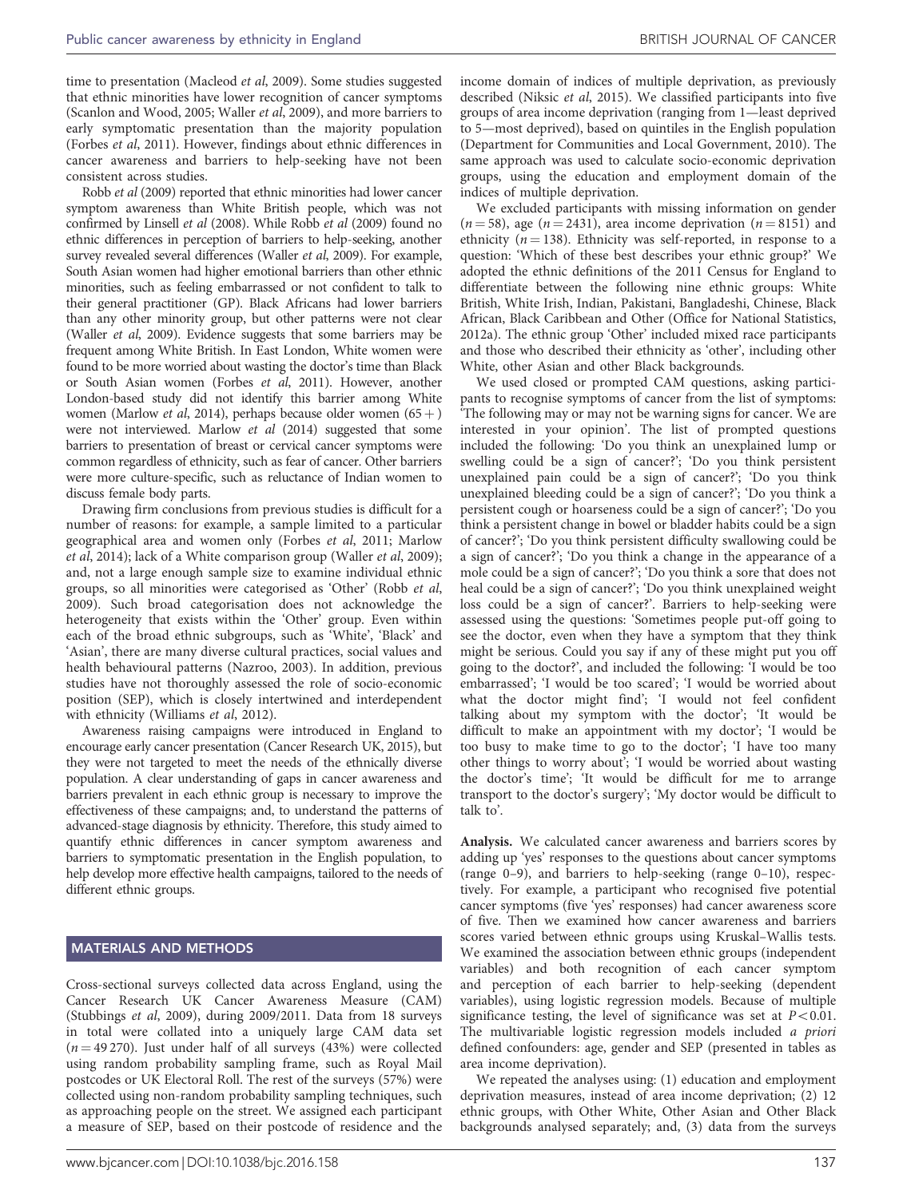time to presentation (Macleod *et al*, 2009). Some studies suggested that ethnic minorities have lower recognition of cancer symptoms (Scanlon and Wood, 2005; Waller *et al*, 2009), and more barriers to early symptomatic presentation than the majority population (Forbes *et al*, 2011). However, findings about ethnic differences in cancer awareness and barriers to help-seeking have not been consistent across studies.

Robb *et al* (2009) reported that ethnic minorities had lower cancer symptom awareness than White British people, which was not confirmed by Linsell *et al* (2008). While Robb *et al* (2009) found no ethnic differences in perception of barriers to help-seeking, another survey revealed several differences (Waller *et al*, 2009). For example, South Asian women had higher emotional barriers than other ethnic minorities, such as feeling embarrassed or not confident to talk to their general practitioner (GP). Black Africans had lower barriers than any other minority group, but other patterns were not clear (Waller *et al*, 2009). Evidence suggests that some barriers may be frequent among White British. In East London, White women were found to be more worried about wasting the doctor's time than Black or South Asian women (Forbes *et al*, 2011). However, another London-based study did not identify this barrier among White women (Marlow *et al*, 2014), perhaps because older women (65+) were not interviewed. Marlow *et al* (2014) suggested that some barriers to presentation of breast or cervical cancer symptoms were common regardless of ethnicity, such as fear of cancer. Other barriers were more culture-specific, such as reluctance of Indian women to discuss female body parts.

Drawing firm conclusions from previous studies is difficult for a number of reasons: for example, a sample limited to a particular geographical area and women only (Forbes *et al*, 2011; Marlow *et al*, 2014); lack of a White comparison group (Waller *et al*, 2009); and, not a large enough sample size to examine individual ethnic groups, so all minorities were categorised as 'Other' (Robb *et al*, 2009). Such broad categorisation does not acknowledge the heterogeneity that exists within the 'Other' group. Even within each of the broad ethnic subgroups, such as 'White', 'Black' and 'Asian', there are many diverse cultural practices, social values and health behavioural patterns (Nazroo, 2003). In addition, previous studies have not thoroughly assessed the role of socio-economic position (SEP), which is closely intertwined and interdependent with ethnicity (Williams *et al*, 2012).

Awareness raising campaigns were introduced in England to encourage early cancer presentation (Cancer Research UK, 2015), but they were not targeted to meet the needs of the ethnically diverse population. A clear understanding of gaps in cancer awareness and barriers prevalent in each ethnic group is necessary to improve the effectiveness of these campaigns; and, to understand the patterns of advanced-stage diagnosis by ethnicity. Therefore, this study aimed to quantify ethnic differences in cancer symptom awareness and barriers to symptomatic presentation in the English population, to help develop more effective health campaigns, tailored to the needs of different ethnic groups.

## MATERIALS AND METHODS

Cross-sectional surveys collected data across England, using the Cancer Research UK Cancer Awareness Measure (CAM) (Stubbings *et al*, 2009), during 2009/2011. Data from 18 surveys in total were collated into a uniquely large CAM data set ($n = 49\,270$). Just under half of all surveys (43%) were collected using random probability sampling frame, such as Royal Mail postcodes or UK Electoral Roll. The rest of the surveys (57%) were collected using non-random probability sampling techniques, such as approaching people on the street. We assigned each participant a measure of SEP, based on their postcode of residence and the income domain of indices of multiple deprivation, as previously described (Niksic *et al*, 2015). We classified participants into five groups of area income deprivation (ranging from 1—least deprived to 5—most deprived), based on quintiles in the English population (Department for Communities and Local Government, 2010). The same approach was used to calculate socio-economic deprivation groups, using the education and employment domain of the indices of multiple deprivation.

We excluded participants with missing information on gender ($n = 58$), age ($n = 2431$), area income deprivation ($n = 8151$) and ethnicity ($n = 138$). Ethnicity was self-reported, in response to a question: 'Which of these best describes your ethnic group?' We adopted the ethnic definitions of the 2011 Census for England to differentiate between the following nine ethnic groups: White British, White Irish, Indian, Pakistani, Bangladeshi, Chinese, Black African, Black Caribbean and Other (Office for National Statistics, 2012a). The ethnic group 'Other' included mixed race participants and those who described their ethnicity as 'other', including other White, other Asian and other Black backgrounds.

We used closed or prompted CAM questions, asking participants to recognise symptoms of cancer from the list of symptoms: 'The following may or may not be warning signs for cancer. We are interested in your opinion'. The list of prompted questions included the following: 'Do you think an unexplained lump or swelling could be a sign of cancer?'; 'Do you think persistent unexplained pain could be a sign of cancer?'; 'Do you think unexplained bleeding could be a sign of cancer?'; 'Do you think a persistent cough or hoarseness could be a sign of cancer?'; 'Do you think a persistent change in bowel or bladder habits could be a sign of cancer?'; 'Do you think persistent difficulty swallowing could be a sign of cancer?'; 'Do you think a change in the appearance of a mole could be a sign of cancer?'; 'Do you think a sore that does not heal could be a sign of cancer?'; 'Do you think unexplained weight loss could be a sign of cancer?'. Barriers to help-seeking were assessed using the questions: 'Sometimes people put-off going to see the doctor, even when they have a symptom that they think might be serious. Could you say if any of these might put you off going to the doctor?', and included the following: 'I would be too embarrassed'; 'I would be too scared'; 'I would be worried about what the doctor might find'; 'I would not feel confident talking about my symptom with the doctor'; 'It would be difficult to make an appointment with my doctor'; 'I would be too busy to make time to go to the doctor'; 'I have too many other things to worry about'; 'I would be worried about wasting the doctor's time'; 'It would be difficult for me to arrange transport to the doctor's surgery'; 'My doctor would be difficult to talk to'.

**Analysis.** We calculated cancer awareness and barriers scores by adding up 'yes' responses to the questions about cancer symptoms (range 0–9), and barriers to help-seeking (range 0–10), respectively. For example, a participant who recognised five potential cancer symptoms (five 'yes' responses) had cancer awareness score of five. Then we examined how cancer awareness and barriers scores varied between ethnic groups using Kruskal–Wallis tests. We examined the association between ethnic groups (independent variables) and both recognition of each cancer symptom and perception of each barrier to help-seeking (dependent variables), using logistic regression models. Because of multiple significance testing, the level of significance was set at $P < 0.01$. The multivariable logistic regression models included *a priori* defined confounders: age, gender and SEP (presented in tables as area income deprivation).

We repeated the analyses using: (1) education and employment deprivation measures, instead of area income deprivation; (2) 12 ethnic groups, with Other White, Other Asian and Other Black backgrounds analysed separately; and, (3) data from the surveys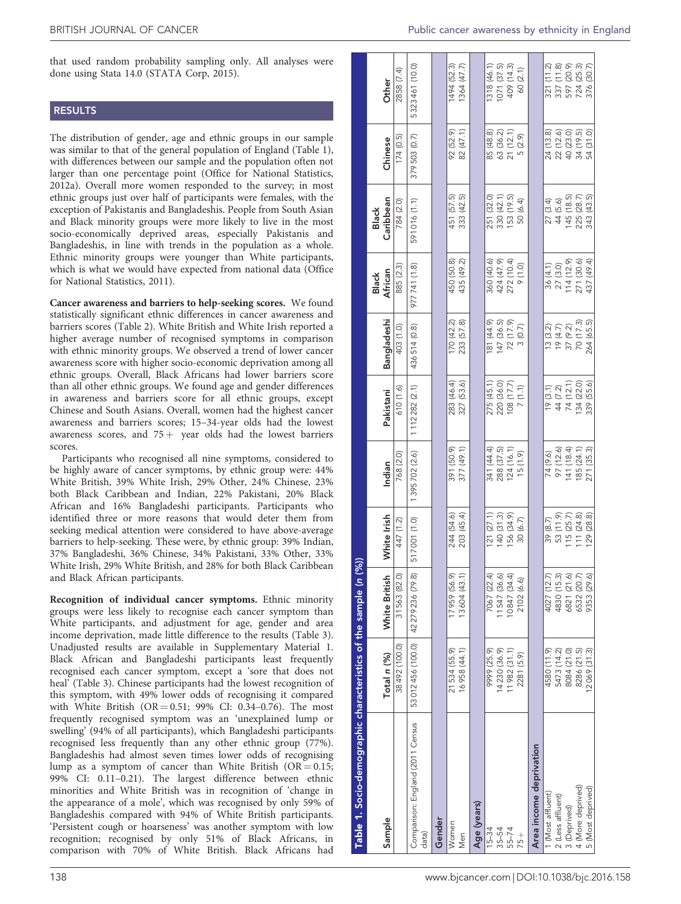that used random probability sampling only. All analyses were done using Stata 14.0 (STATA Corp, 2015).

## RESULTS

The distribution of gender, age and ethnic groups in our sample was similar to that of the general population of England (Table 1), with differences between our sample and the population often not larger than one percentage point (Office for National Statistics, 2012a). Overall more women responded to the survey; in most ethnic groups just over half of participants were females, with the exception of Pakistanis and Bangladeshis. People from South Asian and Black minority groups were more likely to live in the most socio-economically deprived areas, especially Pakistanis and Bangladeshis, in line with trends in the population as a whole. Ethnic minority groups were younger than White participants, which is what we would have expected from national data (Office for National Statistics, 2011).

**Cancer awareness and barriers to help-seeking scores.** We found statistically significant ethnic differences in cancer awareness and barriers scores (Table 2). White British and White Irish reported a higher average number of recognised symptoms in comparison with ethnic minority groups. We observed a trend of lower cancer awareness score with higher socio-economic deprivation among all ethnic groups. Overall, Black Africans had lower barriers score than all other ethnic groups. We found age and gender differences in awareness and barriers score for all ethnic groups, except Chinese and South Asians. Overall, women had the highest cancer awareness and barriers scores; 15–34-year olds had the lowest awareness scores, and 75+ year olds had the lowest barriers scores.

Participants who recognised all nine symptoms, considered to be highly aware of cancer symptoms, by ethnic group were: 44% White British, 39% White Irish, 29% Other, 24% Chinese, 23% both Black Caribbean and Indian, 22% Pakistani, 20% Black African and 16% Bangladeshi participants. Participants who identified three or more reasons that would deter them from seeking medical attention were considered to have above-average barriers to help-seeking. These were, by ethnic group: 39% Indian, 37% Bangladeshi, 36% Chinese, 34% Pakistani, 33% Other, 33% White Irish, 29% White British, and 28% for both Black Caribbean and Black African participants.

**Recognition of individual cancer symptoms.** Ethnic minority groups were less likely to recognise each cancer symptom than White participants, and adjustment for age, gender and area income deprivation, made little difference to the results (Table 3). Unadjusted results are available in Supplementary Material 1. Black African and Bangladeshi participants least frequently recognised each cancer symptom, except a 'sore that does not heal' (Table 3). Chinese participants had the lowest recognition of this symptom, with 49% lower odds of recognising it compared with White British (OR = 0.51; 99% CI: 0.34–0.76). The most frequently recognised symptom was an 'unexplained lump or swelling' (94% of all participants), which Bangladeshi participants recognised less frequently than any other ethnic group (77%). Bangladeshis had almost seven times lower odds of recognising lump as a symptom of cancer than White British (OR = 0.15; 99% CI: 0.11–0.21). The largest difference between ethnic minorities and White British was in recognition of 'change in the appearance of a mole', which was recognised by only 59% of Bangladeshis compared with 94% of White British participants. 'Persistent cough or hoarseness' was another symptom with low recognition; recognised by only 51% of Black Africans, in comparison with 70% of White British. Black Africans had

**Table 1. Socio-demographic characteristics of the sample (n (%))**

| Sample | Total n (%) | White British | White Irish | Indian | Pakistani | Bangladeshi | Black African | Black Caribbean | Chinese | Other |
|---|---|---|---|---|---|---|---|---|---|---|
| | 38 492 (100.0) | 31 563 (82.0) | 447 (1.2) | 768 (2.0) | 610 (1.6) | 403 (1.0) | 885 (2.3) | 784 (2.0) | 174 (0.5) | 2858 (7.4) |
| Comparison: England (2011 Census data) | 53 012 456 (100.0) | 42 279 236 (79.8) | 517 001 (1.0) | 1 395 702 (2.6) | 1 112 282 (2.1) | 436 514 (0.8) | 977 741 (1.8) | 591 016 (1.1) | 379 503 (0.7) | 5 323 461 (10.0) |
| **Gender** | | | | | | | | | | |
| Women | 21 534 (55.9) | 17 959 (56.9) | 244 (54.6) | 391 (50.9) | 283 (46.4) | 170 (42.2) | 450 (50.8) | 451 (57.5) | 92 (52.9) | 1494 (52.3) |
| Men | 16 958 (44.1) | 13 604 (43.1) | 203 (45.4) | 377 (49.1) | 327 (53.6) | 233 (57.8) | 435 (49.2) | 333 (42.5) | 82 (47.1) | 1364 (47.7) |
| **Age (years)** | | | | | | | | | | |
| 15–34 | 9999 (25.9) | 7067 (22.4) | 121 (27.1) | 341 (44.4) | 275 (45.1) | 181 (44.9) | 360 (40.6) | 251 (32.0) | 85 (48.8) | 1318 (46.1) |
| 35–54 | 14 230 (36.9) | 11 547 (36.6) | 140 (31.3) | 288 (37.5) | 220 (36.0) | 147 (36.5) | 424 (47.9) | 330 (42.1) | 63 (36.2) | 1071 (37.5) |
| 55–74 | 11 982 (31.1) | 10 847 (34.4) | 156 (34.9) | 124 (16.1) | 108 (17.7) | 72 (17.9) | 272 (10.4) | 153 (19.5) | 21 (12.1) | 409 (14.3) |
| 75+ | 2281 (5.9) | 2102 (6.6) | 30 (6.7) | 15 (1.9) | 7 (1.1) | 3 (0.7) | 9 (1.0) | 50 (6.4) | 5 (2.9) | 60 (2.1) |
| **Area income deprivation** | | | | | | | | | | |
| 1 (Most affluent) | 4580 (11.9) | 4027 (12.7) | 39 (8.7) | 74 (9.6) | 19 (3.1) | 13 (3.2) | 36 (4.1) | 27 (3.4) | 24 (13.8) | 321 (11.2) |
| 2 (Less affluent) | 5473 (14.2) | 4830 (15.3) | 53 (11.9) | 97 (12.6) | 44 (7.2) | 19 (4.7) | 27 (3.0) | 44 (5.6) | 22 (12.6) | 337 (11.8) |
| 3 (Deprived) | 8084 (21.0) | 6821 (21.6) | 115 (25.7) | 141 (18.4) | 74 (12.1) | 37 (9.2) | 114 (12.9) | 145 (18.5) | 40 (23.0) | 597 (20.9) |
| 4 (More deprived) | 8286 (21.5) | 6532 (20.7) | 111 (24.8) | 185 (24.1) | 134 (22.0) | 70 (17.3) | 271 (30.6) | 225 (28.7) | 34 (19.5) | 724 (25.3) |
| 5 (Most deprived) | 12 069 (31.3) | 9353 (29.6) | 129 (28.8) | 271 (35.3) | 339 (55.6) | 264 (65.5) | 437 (49.4) | 343 (43.5) | 54 (31.0) | 376 (30.7) |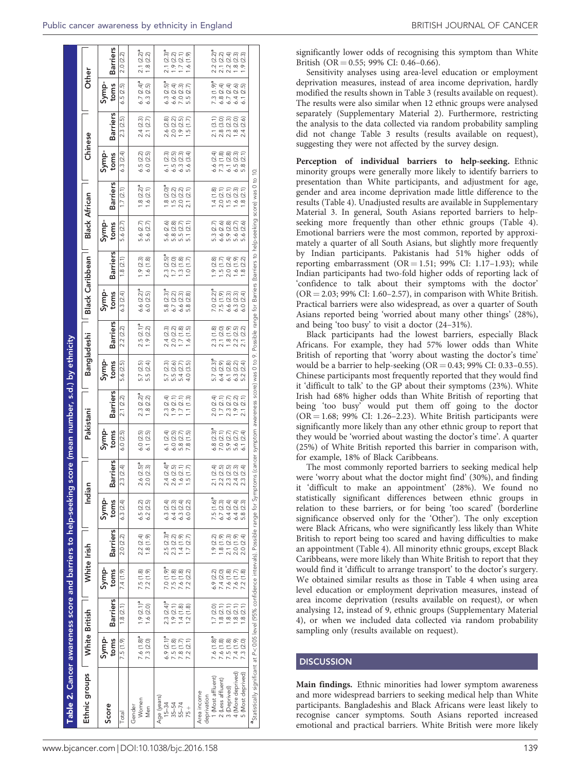**Table 2. Cancer awareness score and barriers to help-seeking score (mean number, s.d.) by ethnicity**

| Ethnic groups | White British | | White Irish | | Indian | | Pakistani | | Bangladeshi | | Black Caribbean | | Black African | | Chinese | | Other | |
|---|---|---|---|---|---|---|---|---|---|---|---|---|---|---|---|---|---|---|
| Score | Symptoms | Barriers | Symptoms | Barriers | Symptoms | Barriers | Symptoms | Barriers | Symptoms | Barriers | Symptoms | Barriers | Symptoms | Barriers | Symptoms | Barriers | Symptoms | Barriers |
| Total | 7.5 (1.9) | 1.8 (2.1) | 7.4 (1.9) | 2.0 (2.2) | 6.3 (2.4) | 2.3 (2.4) | 6.0 (2.5) | 2.1 (2.2) | 5.6 (2.5) | 2.2 (2.2) | 6.3 (2.4) | 1.8 (2.1) | 5.6 (2.7) | 1.7 (2.1) | 6.3 (2.4) | 2.3 (2.5) | 6.5 (2.5) | 2.0 (2.2) |
| Gender | | | | | | | | | | | | | | | | | | |
| Women | 7.6 (1.8)[a] | 1.9 (2.1)[a] | 7.5 (1.8) | 2.2 (2.4) | 6.5 (2.2) | 2.6 (2.5)[a] | 6.0 (2.5) | 2.3 (2.2)[a] | 5.7 (2.5) | 2.5 (2.1)[a] | 6.6 (2.2)[a] | 1.9 (2.3) | 5.6 (2.7) | 1.8 (2.2)[a] | 6.5 (2.2) | 2.4 (2.3) | 6.7 (2.4)[a] | 2.1 (2.2)[a] |
| Men | 7.3 (2.0) | 1.6 (2.0) | 7.2 (1.9) | 1.8 (1.9) | 6.2 (2.5) | 2.0 (2.3) | 6.1 (2.5) | 1.8 (2.2) | 5.5 (2.4) | 1.9 (2.2) | 6.0 (2.5) | 1.6 (1.8) | 5.6 (2.7) | 1.6 (2.1) | 6.0 (2.5) | 2.1 (2.7) | 6.3 (2.5) | 1.8 (2.2) |
| Age (years) | | | | | | | | | | | | | | | | | | |
| 15–34 | 6.9 (2.1)[a] | 2.3 (2.4)[a] | 7.0 (1.9)[a] | 2.5 (2.3)[a] | 6.3 (2.4) | 2.4 (2.4)[a] | 6.1 (2.4) | 2.3 (2.4) | 5.7 (2.3) | 2.4 (2.3) | 5.8 (2.3)[a] | 2.3 (2.5)[a] | 5.6 (2.6) | 1.8 (2.0)[a] | 6.1 (2.3) | 2.6 (2.8) | 6.3 (2.5)[a] | 2.1 (2.3)[a] |
| 35–54 | 7.5 (1.8) | 1.9 (2.1) | 7.5 (1.8) | 2.3 (2.2) | 6.4 (2.3) | 2.6 (2.5) | 6.0 (2.5) | 1.9 (2.1) | 5.5 (2.6) | 2.0 (2.2) | 6.7 (2.2) | 1.7 (2.0) | 5.8 (2.8) | 1.5 (2.2) | 6.5 (2.5) | 2.0 (2.2) | 6.6 (2.4) | 1.9 (2.2) |
| 55–74 | 7.8 (1.7) | 1.4 (1.8) | 7.6 (1.8) | 1.4 (1.9) | 6.3 (2.4) | 1.6 (2.1) | 5.8 (2.7) | 1.7 (2.1) | 5.4 (2.7) | 1.7 (1.8) | 6.6 (2.3) | 1.3 (1.8) | 5.5 (2.7) | 2.0 (2.2) | 6.3 (2.3) | 1.9 (2.5) | 7.0 (2.3) | 1.7 (2.1) |
| 75+ | 7.2 (2.1) | 1.2 (1.8) | 7.2 (2.2) | 1.7 (2.7) | 6.0 (2.2) | 1.5 (1.7) | 7.8 (1.5) | 1.1 (1.3) | 4.0 (3.5) | 1.6 (1.5) | 5.8 (2.8) | 1.0 (1.7) | 5.1 (2.1) | 2.1 (2.1) | 5.6 (3.4) | 1.5 (1.7) | 5.5 (2.7) | 1.6 (1.9) |
| Area income deprivation | | | | | | | | | | | | | | | | | | |
| 1 (Most affluent) | 7.6 (1.8)[a] | 1.7 (2.0) | 6.9 (2.2) | 1.9 (2.2) | 7.5 (1.6)[a] | 2.1 (2.4) | 6.8 (2.3)[a] | 2.0 (2.4) | 5.7 (2.3)[a] | 2.3 (1.8) | 7.0 (2.2)[a] | 1.9 (2.8) | 5.3 (2.7) | 1.4 (1.8) | 6.6 (2.4) | 2.1 (3.1) | 7.3 (1.9)[a] | 2.2 (2.2)[a] |
| 2 (Less affluent) | 7.6 (1.8) | 1.8 (2.1) | 7.4 (2.0) | 1.8 (1.9) | 6.7 (2.3) | 2.2 (2.5) | 7.0 (2.1) | 1.7 (2.1) | 6.4 (2.9) | 2.1 (2.0) | 7.5 (1.9) | 1.5 (1.7) | 6.6 (2.6) | 2.0 (2.1) | 7.3 (1.8) | 2.8 (3.0) | 6.8 (2.4) | 2.1 (2.2) |
| 3 (Deprived) | 7.5 (1.8) | 1.8 (2.1) | 7.6 (1.8) | 2.1 (2.3) | 6.4 (2.4) | 2.3 (2.5) | 5.9 (2.7) | 2.3 (2.7) | 6.1 (2.8) | 1.8 (1.9) | 6.6 (2.3) | 2.0 (2.4) | 5.9 (2.8) | 1.5 (2.1) | 6.1 (2.8) | 2.3 (2.3) | 6.7 (2.4) | 2.2 (2.4) |
| 4 (More deprived) | 7.4 (1.9) | 1.8 (2.1) | 7.6 (1.7) | 2.0 (1.9) | 6.4 (2.4) | 2.4 (2.3) | 5.6 (2.7) | 1.9 (2.2) | 6.3 (2.2) | 2.2 (2.5) | 6.3 (2.3) | 1.6 (1.9) | 5.6 (2.7) | 1.6 (2.3) | 6.5 (2.3) | 1.8 (2.0) | 6.4 (2.6) | 1.8 (2.3) |
| 5 (Most deprived) | 7.3 (2.0) | 1.8 (2.1) | 7.2 (1.8) | 2.0 (2.4) | 5.8 (2.3) | 2.3 (2.4) | 6.1 (2.4) | 2.1 (2.1) | 5.2 (2.4) | 2.1 (2.2) | 6.0 (2.4) | 1.8 (2.2) | 5.6 (2.6) | 1.8 (2.1) | 5.8 (2.1) | 2.4 (2.6) | 6.1 (2.5) | 1.9 (2.3) |

[a]Statistically significant at P<0.05 level (95% confidence intervals). Possible range for Symptoms (cancer symptom awareness score) was 0 to 9. Possible range for Barriers (barriers to help-seeking score) was 0 to 10.

significantly lower odds of recognising this symptom than White British (OR = 0.55; 99% CI: 0.46–0.66).

Sensitivity analyses using area-level education or employment deprivation measures, instead of area income deprivation, hardly modified the results shown in Table 3 (results available on request). The results were also similar when 12 ethnic groups were analysed separately (Supplementary Material 2). Furthermore, restricting the analysis to the data collected via random probability sampling did not change Table 3 results (results available on request), suggesting they were not affected by the survey design.

**Perception of individual barriers to help-seeking.** Ethnic minority groups were generally more likely to identify barriers to presentation than White participants, and adjustment for age, gender and area income deprivation made little difference to the results (Table 4). Unadjusted results are available in Supplementary Material 3. In general, South Asians reported barriers to help-seeking more frequently than other ethnic groups (Table 4). Emotional barriers were the most common, reported by approximately a quarter of all South Asians, but slightly more frequently by Indian participants. Pakistanis had 51% higher odds of reporting embarrassment (OR = 1.51; 99% CI: 1.17–1.93); while Indian participants had two-fold higher odds of reporting lack of 'confidence to talk about their symptoms with the doctor' (OR = 2.03; 99% CI: 1.60–2.57), in comparison with White British. Practical barriers were also widespread, as over a quarter of South Asians reported being 'worried about many other things' (28%), and being 'too busy' to visit a doctor (24–31%).

Black participants had the lowest barriers, especially Black Africans. For example, they had 57% lower odds than White British of reporting that 'worry about wasting the doctor's time' would be a barrier to help-seeking (OR = 0.43; 99% CI: 0.33–0.55). Chinese participants most frequently reported that they would find it 'difficult to talk' to the GP about their symptoms (23%). White Irish had 68% higher odds than White British of reporting that being 'too busy' would put them off going to the doctor (OR = 1.68; 99% CI: 1.26–2.23). White British participants were significantly more likely than any other ethnic group to report that they would be 'worried about wasting the doctor's time'. A quarter (25%) of White British reported this barrier in comparison with, for example, 18% of Black Caribbeans.

The most commonly reported barriers to seeking medical help were 'worry about what the doctor might find' (30%), and finding it 'difficult to make an appointment' (28%). We found no statistically significant differences between ethnic groups in relation to these barriers, or for being 'too scared' (borderline significance observed only for the 'Other'). The only exception were Black Africans, who were significantly less likely than White British to report being too scared and having difficulties to make an appointment (Table 4). All minority ethnic groups, except Black Caribbeans, were more likely than White British to report that they would find it 'difficult to arrange transport' to the doctor's surgery. We obtained similar results as those in Table 4 when using area level education or employment deprivation measures, instead of area income deprivation (results available on request), or when analysing 12, instead of 9, ethnic groups (Supplementary Material 4), or when we included data collected via random probability sampling only (results available on request).

## DISCUSSION

**Main findings.** Ethnic minorities had lower symptom awareness and more widespread barriers to seeking medical help than White participants. Bangladeshis and Black Africans were least likely to recognise cancer symptoms. South Asians reported increased emotional and practical barriers. White British were more likely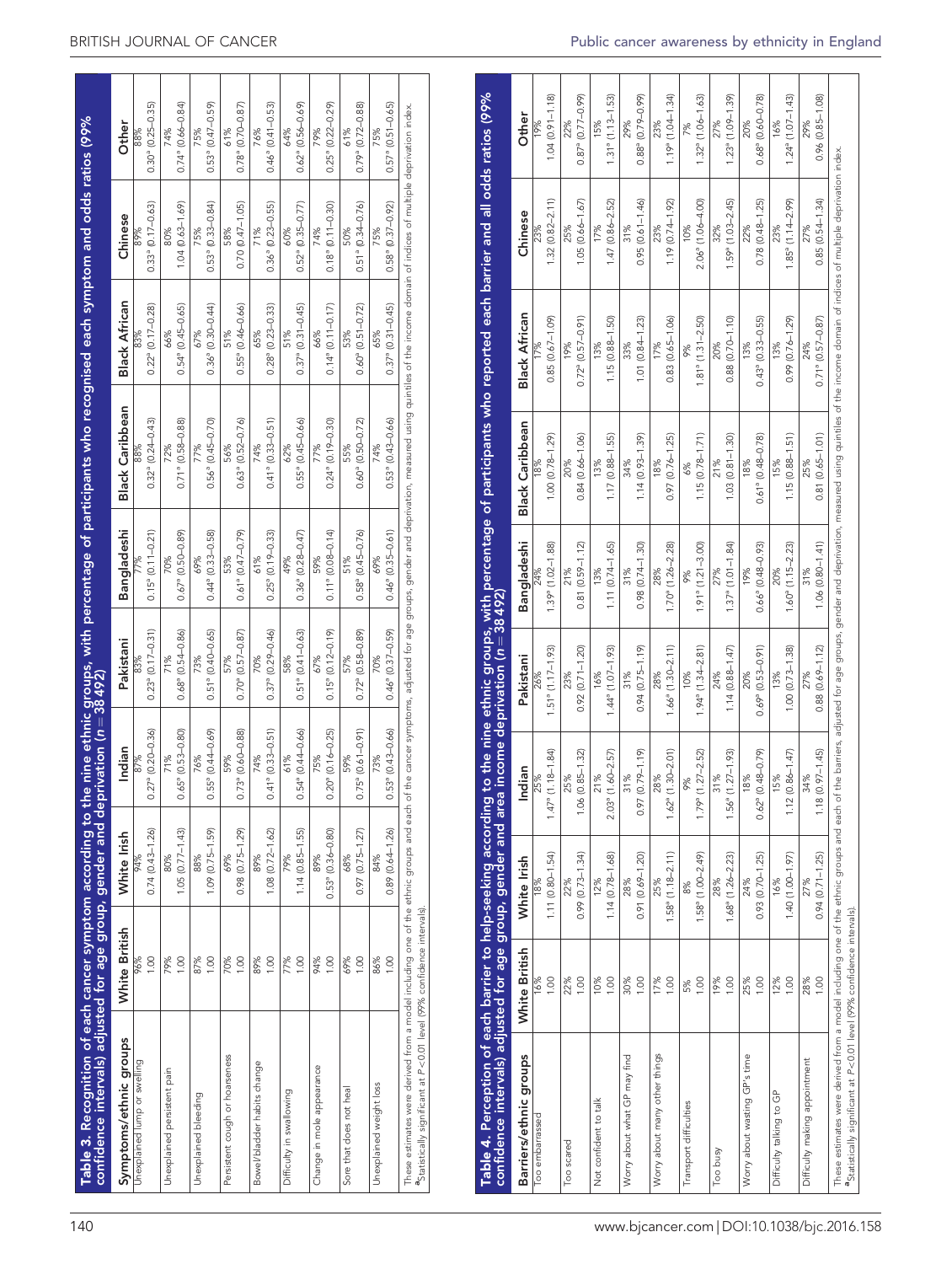**Table 3. Recognition of each cancer symptom according to the nine ethnic groups, with percentage of participants who recognised each symptom and odds ratios (99% confidence intervals) adjusted for age group, gender and deprivation (n = 38 492)**

| Symptoms/ethnic groups | White British | White Irish | Indian | Pakistani | Bangladeshi | Black Caribbean | Black African | Chinese | Other |
|---|---|---|---|---|---|---|---|---|---|
| Unexplained lump or swelling | 96%<br>1.00 | 94%<br>0.74 (0.43–1.26) | 87%<br>0.27[a] (0.20–0.36) | 83%<br>0.23[a] (0.17–0.31) | 77%<br>0.15[a] (0.11–0.21) | 88%<br>0.32[a] (0.24–0.43) | 83%<br>0.22[a] (0.17–0.28) | 89%<br>0.33[a] (0.17–0.63) | 88%<br>0.30[a] (0.25–0.35) |
| Unexplained persistent pain | 79%<br>1.00 | 80%<br>1.05 (0.77–1.43) | 71%<br>0.65[a] (0.53–0.80) | 71%<br>0.68[a] (0.54–0.86) | 70%<br>0.67[a] (0.50–0.89) | 72%<br>0.71[a] (0.58–0.88) | 66%<br>0.54[a] (0.45–0.65) | 80%<br>1.04 (0.63–1.69) | 74%<br>0.74[a] (0.66–0.84) |
| Unexplained bleeding | 87%<br>1.00 | 88%<br>1.09 (0.75–1.59) | 76%<br>0.55[a] (0.44–0.69) | 73%<br>0.51[a] (0.40–0.65) | 69%<br>0.44[a] (0.33–0.58) | 77%<br>0.56[a] (0.45–0.70) | 67%<br>0.36[a] (0.30–0.44) | 75%<br>0.53[a] (0.33–0.84) | 75%<br>0.53[a] (0.47–0.59) |
| Persistent cough or hoarseness | 70%<br>1.00 | 69%<br>0.98 (0.75–1.29) | 59%<br>0.73[a] (0.60–0.88) | 57%<br>0.70[a] (0.57–0.87) | 53%<br>0.61[a] (0.47–0.79) | 56%<br>0.63[a] (0.52–0.76) | 51%<br>0.55[a] (0.46–0.66) | 58%<br>0.70 (0.47–1.05) | 61%<br>0.78[a] (0.70–0.87) |
| Bowel/bladder habits change | 89%<br>1.00 | 89%<br>1.08 (0.72–1.62) | 74%<br>0.41[a] (0.33–0.51) | 70%<br>0.37[a] (0.29–0.46) | 61%<br>0.25[a] (0.19–0.33) | 74%<br>0.41[a] (0.33–0.51) | 65%<br>0.28[a] (0.23–0.33) | 71%<br>0.36[a] (0.23–0.55) | 76%<br>0.46[a] (0.41–0.53) |
| Difficulty in swallowing | 77%<br>1.00 | 79%<br>1.14 (0.85–1.55) | 61%<br>0.54[a] (0.44–0.66) | 58%<br>0.51[a] (0.41–0.63) | 49%<br>0.36[a] (0.28–0.47) | 62%<br>0.55[a] (0.45–0.66) | 51%<br>0.37[a] (0.31–0.45) | 60%<br>0.52[a] (0.35–0.77) | 64%<br>0.62[a] (0.56–0.69) |
| Change in mole appearance | 94%<br>1.00 | 89%<br>0.53[a] (0.36–0.80) | 75%<br>0.20[a] (0.16–0.25) | 67%<br>0.15[a] (0.12–0.19) | 59%<br>0.11[a] (0.08–0.14) | 77%<br>0.24[a] (0.19–0.30) | 66%<br>0.14[a] (0.11–0.17) | 74%<br>0.18[a] (0.11–0.30) | 79%<br>0.25[a] (0.22–0.29) |
| Sore that does not heal | 69%<br>1.00 | 68%<br>0.97 (0.75–1.27) | 59%<br>0.75[a] (0.61–0.91) | 57%<br>0.72[a] (0.58–0.89) | 51%<br>0.58[a] (0.45–0.76) | 55%<br>0.60[a] (0.50–0.72) | 53%<br>0.60[a] (0.51–0.72) | 50%<br>0.51[a] (0.34–0.76) | 61%<br>0.79[a] (0.72–0.88) |
| Unexplained weight loss | 86%<br>1.00 | 84%<br>0.89 (0.64–1.26) | 73%<br>0.53[a] (0.43–0.66) | 70%<br>0.46[a] (0.37–0.59) | 69%<br>0.46[a] (0.35–0.61) | 74%<br>0.53[a] (0.43–0.66) | 65%<br>0.37[a] (0.31–0.45) | 75%<br>0.58[a] (0.37–0.92) | 75%<br>0.57[a] (0.51–0.65) |

These estimates were derived from a model including one of the ethnic groups and each of the cancer symptoms, adjusted for age groups, gender and deprivation, measured using quintiles of the income domain of indices of multiple deprivation index.
[a]Statistically significant at $P<0.01$ level (99% confidence intervals).

**Table 4. Perception of each barrier to help-seeking according to the nine ethnic groups, with percentage of participants who reported each barrier and all odds ratios (99% confidence intervals) adjusted for age group, gender and area income deprivation (n = 38 492)**

| Barriers/ethnic groups | White British | White Irish | Indian | Pakistani | Bangladeshi | Black Caribbean | Black African | Chinese | Other |
|---|---|---|---|---|---|---|---|---|---|
| Too embarrassed | 16%<br>1.00 | 18%<br>1.11 (0.80–1.54) | 25%<br>1.47[a] (1.18–1.84) | 26%<br>1.51[a] (1.17–1.93) | 24%<br>1.39[a] (1.02–1.88) | 18%<br>1.00 (0.78–1.29) | 17%<br>0.85 (0.67–1.09) | 23%<br>1.32 (0.82–2.11) | 19%<br>1.04 (0.91–1.18) |
| Too scared | 22%<br>1.00 | 22%<br>0.99 (0.73–1.34) | 25%<br>1.06 (0.85–1.32) | 23%<br>0.92 (0.71–1.20) | 21%<br>0.81 (0.59–1.12) | 20%<br>0.84 (0.66–1.06) | 19%<br>0.72[a] (0.57–0.91) | 25%<br>1.05 (0.66–1.67) | 22%<br>0.87[a] (0.77–0.99) |
| Not confident to talk | 10%<br>1.00 | 12%<br>1.14 (0.78–1.68) | 21%<br>2.03[a] (1.60–2.57) | 16%<br>1.44[a] (1.07–1.93) | 13%<br>1.11 (0.74–1.65) | 13%<br>1.17 (0.88–1.55) | 13%<br>1.15 (0.88–1.50) | 17%<br>1.47 (0.86–2.52) | 15%<br>1.31[a] (1.13–1.53) |
| Worry about what GP may find | 30%<br>1.00 | 28%<br>0.91 (0.69–1.20) | 31%<br>0.97 (0.79–1.19) | 31%<br>0.94 (0.75–1.19) | 31%<br>0.98 (0.74–1.30) | 34%<br>1.14 (0.93–1.39) | 33%<br>1.01 (0.84–1.23) | 31%<br>0.95 (0.61–1.46) | 29%<br>0.88[a] (0.79–0.99) |
| Worry about many other things | 17%<br>1.00 | 25%<br>1.58[a] (1.18–2.11) | 28%<br>1.62[a] (1.30–2.01) | 28%<br>1.66[a] (1.30–2.11) | 28%<br>1.70[a] (1.26–2.28) | 18%<br>0.97 (0.76–1.25) | 17%<br>0.83 (0.65–1.06) | 23%<br>1.19 (0.74–1.92) | 23%<br>1.19[a] (1.04–1.34) |
| Transport difficulties | 5%<br>1.00 | 8%<br>1.58[a] (1.00–2.49) | 9%<br>1.79[a] (1.27–2.52) | 10%<br>1.94[a] (1.34–2.81) | 9%<br>1.91[a] (1.21–3.00) | 6%<br>1.15 (0.78–1.71) | 9%<br>1.81[a] (1.31–2.50) | 10%<br>2.06[a] (1.06–4.00) | 7%<br>1.32[a] (1.06–1.63) |
| Too busy | 19%<br>1.00 | 28%<br>1.68[a] (1.26–2.23) | 31%<br>1.56[a] (1.27–1.93) | 24%<br>1.14 (0.88–1.47) | 27%<br>1.37[a] (1.01–1.84) | 21%<br>1.03 (0.81–1.30) | 20%<br>0.88 (0.70–1.10) | 32%<br>1.59[a] (1.03–2.45) | 27%<br>1.23[a] (1.09–1.39) |
| Worry about wasting GP's time | 25%<br>1.00 | 24%<br>0.93 (0.70–1.25) | 18%<br>0.62[a] (0.48–0.79) | 20%<br>0.69[a] (0.53–0.91) | 19%<br>0.66[a] (0.48–0.93) | 18%<br>0.61[a] (0.48–0.78) | 13%<br>0.43[a] (0.33–0.55) | 22%<br>0.78 (0.48–1.25) | 20%<br>0.68[a] (0.60–0.78) |
| Difficulty talking to GP | 12%<br>1.00 | 16%<br>1.40 (1.00–1.97) | 15%<br>1.12 (0.86–1.47) | 13%<br>1.00 (0.73–1.38) | 20%<br>1.60[a] (1.15–2.23) | 15%<br>1.15 (0.88–1.51) | 13%<br>0.99 (0.76–1.29) | 23%<br>1.85[a] (1.14–2.99) | 16%<br>1.24[a] (1.07–1.43) |
| Difficulty making appointment | 28%<br>1.00 | 27%<br>0.94 (0.71–1.25) | 34%<br>1.18 (0.97–1.45) | 27%<br>0.88 (0.69–1.12) | 31%<br>1.06 (0.80–1.41) | 25%<br>0.81 (0.65–1.01) | 24%<br>0.71[a] (0.57–0.87) | 27%<br>0.85 (0.54–1.34) | 29%<br>0.96 (0.85–1.08) |

These estimates were derived from a model including one of the ethnic groups and each of the barriers, adjusted for age groups, gender and deprivation, measured using quintiles of the income domain of indices of multiple deprivation index.
[a]Statistically significant at $P<0.01$ level (99% confidence intervals).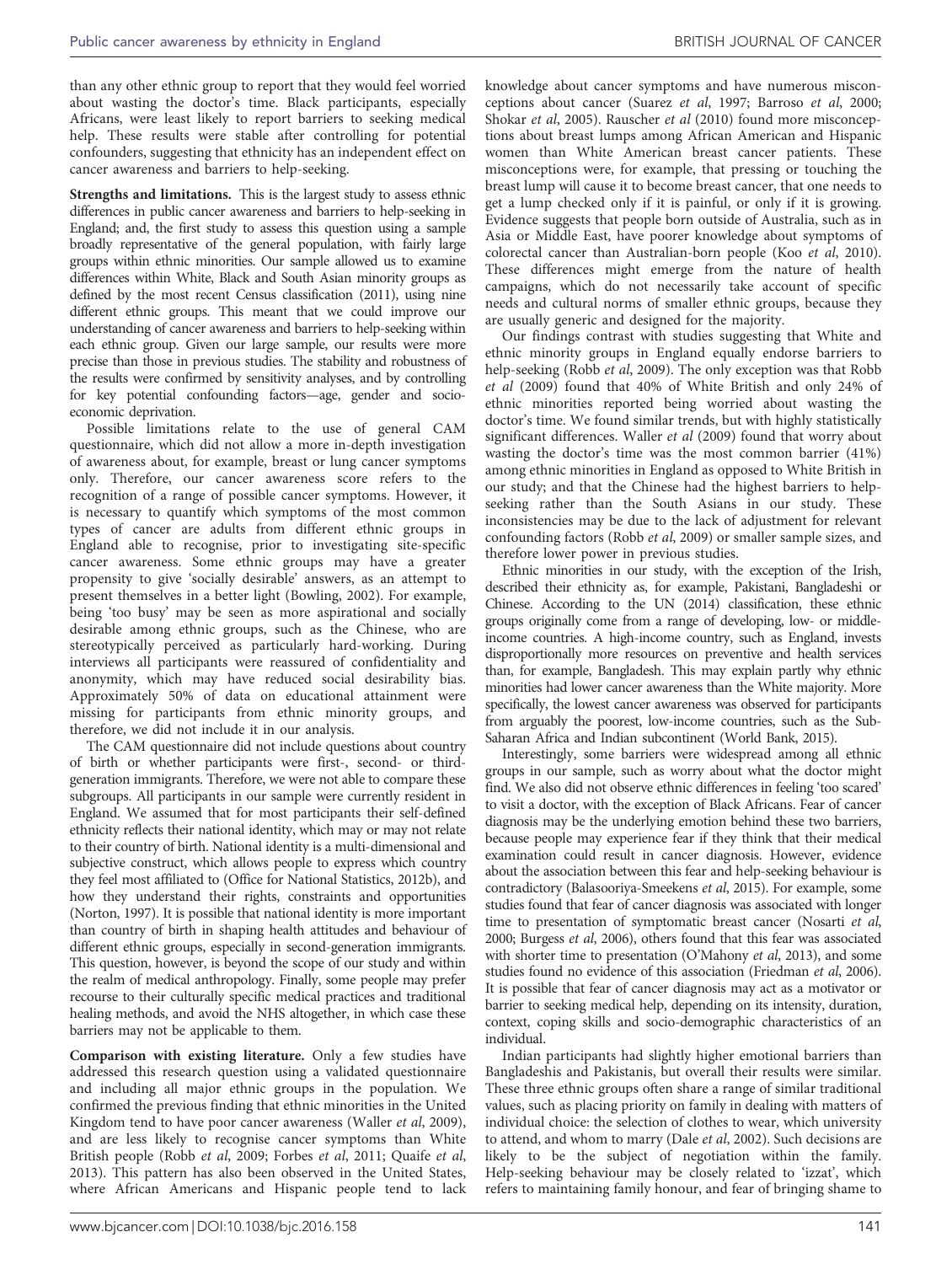than any other ethnic group to report that they would feel worried about wasting the doctor's time. Black participants, especially Africans, were least likely to report barriers to seeking medical help. These results were stable after controlling for potential confounders, suggesting that ethnicity has an independent effect on cancer awareness and barriers to help-seeking.

**Strengths and limitations.** This is the largest study to assess ethnic differences in public cancer awareness and barriers to help-seeking in England; and, the first study to assess this question using a sample broadly representative of the general population, with fairly large groups within ethnic minorities. Our sample allowed us to examine differences within White, Black and South Asian minority groups as defined by the most recent Census classification (2011), using nine different ethnic groups. This meant that we could improve our understanding of cancer awareness and barriers to help-seeking within each ethnic group. Given our large sample, our results were more precise than those in previous studies. The stability and robustness of the results were confirmed by sensitivity analyses, and by controlling for key potential confounding factors—age, gender and socio-economic deprivation.

Possible limitations relate to the use of general CAM questionnaire, which did not allow a more in-depth investigation of awareness about, for example, breast or lung cancer symptoms only. Therefore, our cancer awareness score refers to the recognition of a range of possible cancer symptoms. However, it is necessary to quantify which symptoms of the most common types of cancer are adults from different ethnic groups in England able to recognise, prior to investigating site-specific cancer awareness. Some ethnic groups may have a greater propensity to give 'socially desirable' answers, as an attempt to present themselves in a better light (Bowling, 2002). For example, being 'too busy' may be seen as more aspirational and socially desirable among ethnic groups, such as the Chinese, who are stereotypically perceived as particularly hard-working. During interviews all participants were reassured of confidentiality and anonymity, which may have reduced social desirability bias. Approximately 50% of data on educational attainment were missing for participants from ethnic minority groups, and therefore, we did not include it in our analysis.

The CAM questionnaire did not include questions about country of birth or whether participants were first-, second- or third-generation immigrants. Therefore, we were not able to compare these subgroups. All participants in our sample were currently resident in England. We assumed that for most participants their self-defined ethnicity reflects their national identity, which may or may not relate to their country of birth. National identity is a multi-dimensional and subjective construct, which allows people to express which country they feel most affiliated to (Office for National Statistics, 2012b), and how they understand their rights, constraints and opportunities (Norton, 1997). It is possible that national identity is more important than country of birth in shaping health attitudes and behaviour of different ethnic groups, especially in second-generation immigrants. This question, however, is beyond the scope of our study and within the realm of medical anthropology. Finally, some people may prefer recourse to their culturally specific medical practices and traditional healing methods, and avoid the NHS altogether, in which case these barriers may not be applicable to them.

**Comparison with existing literature.** Only a few studies have addressed this research question using a validated questionnaire and including all major ethnic groups in the population. We confirmed the previous finding that ethnic minorities in the United Kingdom tend to have poor cancer awareness (Waller *et al*, 2009), and are less likely to recognise cancer symptoms than White British people (Robb *et al*, 2009; Forbes *et al*, 2011; Quaife *et al*, 2013). This pattern has also been observed in the United States, where African Americans and Hispanic people tend to lack knowledge about cancer symptoms and have numerous misconceptions about cancer (Suarez *et al*, 1997; Barroso *et al*, 2000; Shokar *et al*, 2005). Rauscher *et al* (2010) found more misconceptions about breast lumps among African American and Hispanic women than White American breast cancer patients. These misconceptions were, for example, that pressing or touching the breast lump will cause it to become breast cancer, that one needs to get a lump checked only if it is painful, or only if it is growing. Evidence suggests that people born outside of Australia, such as in Asia or Middle East, have poorer knowledge about symptoms of colorectal cancer than Australian-born people (Koo *et al*, 2010). These differences might emerge from the nature of health campaigns, which do not necessarily take account of specific needs and cultural norms of smaller ethnic groups, because they are usually generic and designed for the majority.

Our findings contrast with studies suggesting that White and ethnic minority groups in England equally endorse barriers to help-seeking (Robb *et al*, 2009). The only exception was that Robb *et al* (2009) found that 40% of White British and only 24% of ethnic minorities reported being worried about wasting the doctor's time. We found similar trends, but with highly statistically significant differences. Waller *et al* (2009) found that worry about wasting the doctor's time was the most common barrier (41%) among ethnic minorities in England as opposed to White British in our study; and that the Chinese had the highest barriers to help-seeking rather than the South Asians in our study. These inconsistencies may be due to the lack of adjustment for relevant confounding factors (Robb *et al*, 2009) or smaller sample sizes, and therefore lower power in previous studies.

Ethnic minorities in our study, with the exception of the Irish, described their ethnicity as, for example, Pakistani, Bangladeshi or Chinese. According to the UN (2014) classification, these ethnic groups originally come from a range of developing, low- or middle-income countries. A high-income country, such as England, invests disproportionally more resources on preventive and health services than, for example, Bangladesh. This may explain partly why ethnic minorities had lower cancer awareness than the White majority. More specifically, the lowest cancer awareness was observed for participants from arguably the poorest, low-income countries, such as the Sub-Saharan Africa and Indian subcontinent (World Bank, 2015).

Interestingly, some barriers were widespread among all ethnic groups in our sample, such as worry about what the doctor might find. We also did not observe ethnic differences in feeling 'too scared' to visit a doctor, with the exception of Black Africans. Fear of cancer diagnosis may be the underlying emotion behind these two barriers, because people may experience fear if they think that their medical examination could result in cancer diagnosis. However, evidence about the association between this fear and help-seeking behaviour is contradictory (Balasooriya-Smeekens *et al*, 2015). For example, some studies found that fear of cancer diagnosis was associated with longer time to presentation of symptomatic breast cancer (Nosarti *et al*, 2000; Burgess *et al*, 2006), others found that this fear was associated with shorter time to presentation (O'Mahony *et al*, 2013), and some studies found no evidence of this association (Friedman *et al*, 2006). It is possible that fear of cancer diagnosis may act as a motivator or barrier to seeking medical help, depending on its intensity, duration, context, coping skills and socio-demographic characteristics of an individual.

Indian participants had slightly higher emotional barriers than Bangladeshis and Pakistanis, but overall their results were similar. These three ethnic groups often share a range of similar traditional values, such as placing priority on family in dealing with matters of individual choice: the selection of clothes to wear, which university to attend, and whom to marry (Dale *et al*, 2002). Such decisions are likely to be the subject of negotiation within the family. Help-seeking behaviour may be closely related to 'izzat', which refers to maintaining family honour, and fear of bringing shame to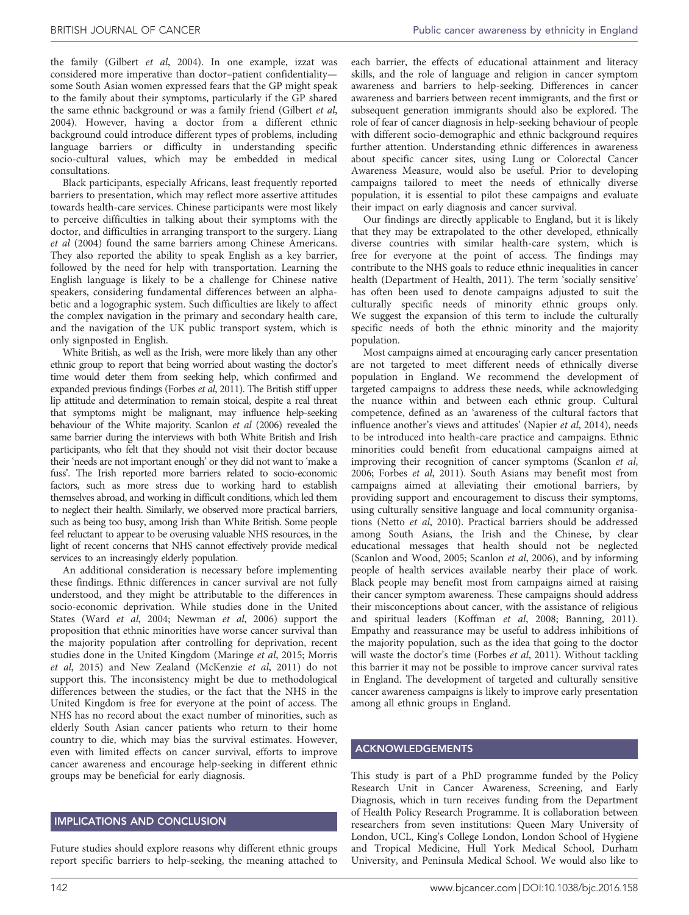the family (Gilbert *et al*, 2004). In one example, izzat was considered more imperative than doctor–patient confidentiality—some South Asian women expressed fears that the GP might speak to the family about their symptoms, particularly if the GP shared the same ethnic background or was a family friend (Gilbert *et al*, 2004). However, having a doctor from a different ethnic background could introduce different types of problems, including language barriers or difficulty in understanding specific socio-cultural values, which may be embedded in medical consultations.

Black participants, especially Africans, least frequently reported barriers to presentation, which may reflect more assertive attitudes towards health-care services. Chinese participants were most likely to perceive difficulties in talking about their symptoms with the doctor, and difficulties in arranging transport to the surgery. Liang *et al* (2004) found the same barriers among Chinese Americans. They also reported the ability to speak English as a key barrier, followed by the need for help with transportation. Learning the English language is likely to be a challenge for Chinese native speakers, considering fundamental differences between an alphabetic and a logographic system. Such difficulties are likely to affect the complex navigation in the primary and secondary health care, and the navigation of the UK public transport system, which is only signposted in English.

White British, as well as the Irish, were more likely than any other ethnic group to report that being worried about wasting the doctor's time would deter them from seeking help, which confirmed and expanded previous findings (Forbes *et al*, 2011). The British stiff upper lip attitude and determination to remain stoical, despite a real threat that symptoms might be malignant, may influence help-seeking behaviour of the White majority. Scanlon *et al* (2006) revealed the same barrier during the interviews with both White British and Irish participants, who felt that they should not visit their doctor because their 'needs are not important enough' or they did not want to 'make a fuss'. The Irish reported more barriers related to socio-economic factors, such as more stress due to working hard to establish themselves abroad, and working in difficult conditions, which led them to neglect their health. Similarly, we observed more practical barriers, such as being too busy, among Irish than White British. Some people feel reluctant to appear to be overusing valuable NHS resources, in the light of recent concerns that NHS cannot effectively provide medical services to an increasingly elderly population.

An additional consideration is necessary before implementing these findings. Ethnic differences in cancer survival are not fully understood, and they might be attributable to the differences in socio-economic deprivation. While studies done in the United States (Ward *et al*, 2004; Newman *et al*, 2006) support the proposition that ethnic minorities have worse cancer survival than the majority population after controlling for deprivation, recent studies done in the United Kingdom (Maringe *et al*, 2015; Morris *et al*, 2015) and New Zealand (McKenzie *et al*, 2011) do not support this. The inconsistency might be due to methodological differences between the studies, or the fact that the NHS in the United Kingdom is free for everyone at the point of access. The NHS has no record about the exact number of minorities, such as elderly South Asian cancer patients who return to their home country to die, which may bias the survival estimates. However, even with limited effects on cancer survival, efforts to improve cancer awareness and encourage help-seeking in different ethnic groups may be beneficial for early diagnosis.

## IMPLICATIONS AND CONCLUSION

Future studies should explore reasons why different ethnic groups report specific barriers to help-seeking, the meaning attached to each barrier, the effects of educational attainment and literacy skills, and the role of language and religion in cancer symptom awareness and barriers to help-seeking. Differences in cancer awareness and barriers between recent immigrants, and the first or subsequent generation immigrants should also be explored. The role of fear of cancer diagnosis in help-seeking behaviour of people with different socio-demographic and ethnic background requires further attention. Understanding ethnic differences in awareness about specific cancer sites, using Lung or Colorectal Cancer Awareness Measure, would also be useful. Prior to developing campaigns tailored to meet the needs of ethnically diverse population, it is essential to pilot these campaigns and evaluate their impact on early diagnosis and cancer survival.

Our findings are directly applicable to England, but it is likely that they may be extrapolated to the other developed, ethnically diverse countries with similar health-care system, which is free for everyone at the point of access. The findings may contribute to the NHS goals to reduce ethnic inequalities in cancer health (Department of Health, 2011). The term 'socially sensitive' has often been used to denote campaigns adjusted to suit the culturally specific needs of minority ethnic groups only. We suggest the expansion of this term to include the culturally specific needs of both the ethnic minority and the majority population.

Most campaigns aimed at encouraging early cancer presentation are not targeted to meet different needs of ethnically diverse population in England. We recommend the development of targeted campaigns to address these needs, while acknowledging the nuance within and between each ethnic group. Cultural competence, defined as an 'awareness of the cultural factors that influence another's views and attitudes' (Napier *et al*, 2014), needs to be introduced into health-care practice and campaigns. Ethnic minorities could benefit from educational campaigns aimed at improving their recognition of cancer symptoms (Scanlon *et al*, 2006; Forbes *et al*, 2011). South Asians may benefit most from campaigns aimed at alleviating their emotional barriers, by providing support and encouragement to discuss their symptoms, using culturally sensitive language and local community organisations (Netto *et al*, 2010). Practical barriers should be addressed among South Asians, the Irish and the Chinese, by clear educational messages that health should not be neglected (Scanlon and Wood, 2005; Scanlon *et al*, 2006), and by informing people of health services available nearby their place of work. Black people may benefit most from campaigns aimed at raising their cancer symptom awareness. These campaigns should address their misconceptions about cancer, with the assistance of religious and spiritual leaders (Koffman *et al*, 2008; Banning, 2011). Empathy and reassurance may be useful to address inhibitions of the majority population, such as the idea that going to the doctor will waste the doctor's time (Forbes *et al*, 2011). Without tackling this barrier it may not be possible to improve cancer survival rates in England. The development of targeted and culturally sensitive cancer awareness campaigns is likely to improve early presentation among all ethnic groups in England.

## ACKNOWLEDGEMENTS

This study is part of a PhD programme funded by the Policy Research Unit in Cancer Awareness, Screening, and Early Diagnosis, which in turn receives funding from the Department of Health Policy Research Programme. It is collaboration between researchers from seven institutions: Queen Mary University of London, UCL, King's College London, London School of Hygiene and Tropical Medicine, Hull York Medical School, Durham University, and Peninsula Medical School. We would also like to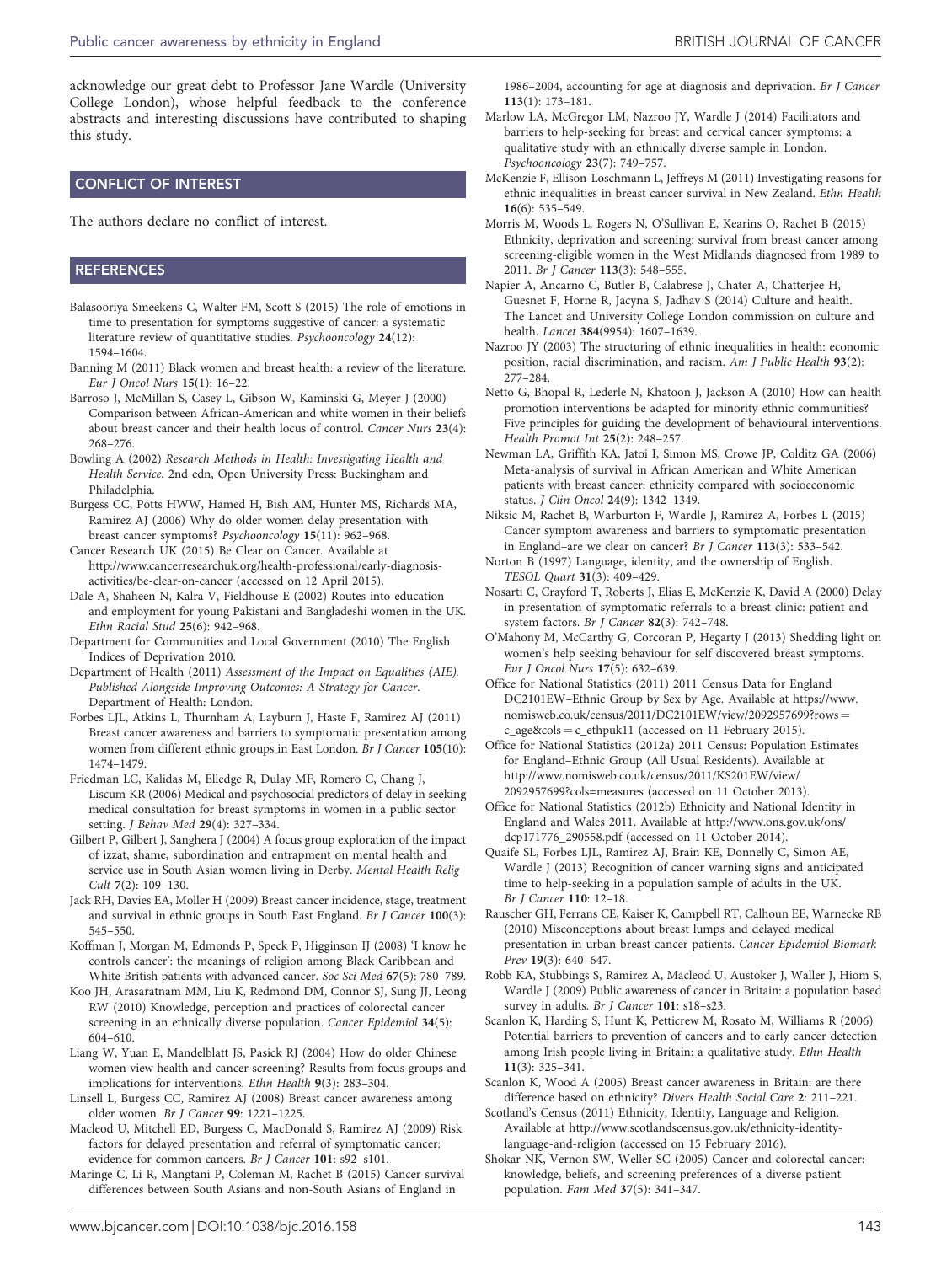acknowledge our great debt to Professor Jane Wardle (University College London), whose helpful feedback to the conference abstracts and interesting discussions have contributed to shaping this study.

## CONFLICT OF INTEREST

The authors declare no conflict of interest.

## REFERENCES

Balasooriya-Smeekens C, Walter FM, Scott S (2015) The role of emotions in time to presentation for symptoms suggestive of cancer: a systematic literature review of quantitative studies. *Psychooncology* **24**(12): 1594–1604.

Banning M (2011) Black women and breast health: a review of the literature. *Eur J Oncol Nurs* **15**(1): 16–22.

Barroso J, McMillan S, Casey L, Gibson W, Kaminski G, Meyer J (2000) Comparison between African-American and white women in their beliefs about breast cancer and their health locus of control. *Cancer Nurs* **23**(4): 268–276.

Bowling A (2002) *Research Methods in Health: Investigating Health and Health Service*. 2nd edn, Open University Press: Buckingham and Philadelphia.

Burgess CC, Potts HWW, Hamed H, Bish AM, Hunter MS, Richards MA, Ramirez AJ (2006) Why do older women delay presentation with breast cancer symptoms? *Psychooncology* **15**(11): 962–968.

Cancer Research UK (2015) Be Clear on Cancer. Available at http://www.cancerresearchuk.org/health-professional/early-diagnosis-activities/be-clear-on-cancer (accessed on 12 April 2015).

Dale A, Shaheen N, Kalra V, Fieldhouse E (2002) Routes into education and employment for young Pakistani and Bangladeshi women in the UK. *Ethn Racial Stud* **25**(6): 942–968.

Department for Communities and Local Government (2010) The English Indices of Deprivation 2010.

Department of Health (2011) *Assessment of the Impact on Equalities (AIE). Published Alongside Improving Outcomes: A Strategy for Cancer*. Department of Health: London.

Forbes LJL, Atkins L, Thurnham A, Layburn J, Haste F, Ramirez AJ (2011) Breast cancer awareness and barriers to symptomatic presentation among women from different ethnic groups in East London. *Br J Cancer* **105**(10): 1474–1479.

Friedman LC, Kalidas M, Elledge R, Dulay MF, Romero C, Chang J, Liscum KR (2006) Medical and psychosocial predictors of delay in seeking medical consultation for breast symptoms in women in a public sector setting. *J Behav Med* **29**(4): 327–334.

Gilbert P, Gilbert J, Sanghera J (2004) A focus group exploration of the impact of izzat, shame, subordination and entrapment on mental health and service use in South Asian women living in Derby. *Mental Health Relig Cult* **7**(2): 109–130.

Jack RH, Davies EA, Moller H (2009) Breast cancer incidence, stage, treatment and survival in ethnic groups in South East England. *Br J Cancer* **100**(3): 545–550.

Koffman J, Morgan M, Edmonds P, Speck P, Higginson IJ (2008) 'I know he controls cancer': the meanings of religion among Black Caribbean and White British patients with advanced cancer. *Soc Sci Med* **67**(5): 780–789.

Koo JH, Arasaratnam MM, Liu K, Redmond DM, Connor SJ, Sung JJ, Leong RW (2010) Knowledge, perception and practices of colorectal cancer screening in an ethnically diverse population. *Cancer Epidemiol* **34**(5): 604–610.

Liang W, Yuan E, Mandelblatt JS, Pasick RJ (2004) How do older Chinese women view health and cancer screening? Results from focus groups and implications for interventions. *Ethn Health* **9**(3): 283–304.

Linsell L, Burgess CC, Ramirez AJ (2008) Breast cancer awareness among older women. *Br J Cancer* **99**: 1221–1225.

Macleod U, Mitchell ED, Burgess C, MacDonald S, Ramirez AJ (2009) Risk factors for delayed presentation and referral of symptomatic cancer: evidence for common cancers. *Br J Cancer* **101**: s92–s101.

Maringe C, Li R, Mangtani P, Coleman M, Rachet B (2015) Cancer survival differences between South Asians and non-South Asians of England in 1986–2004, accounting for age at diagnosis and deprivation. *Br J Cancer* **113**(1): 173–181.

Marlow LA, McGregor LM, Nazroo JY, Wardle J (2014) Facilitators and barriers to help-seeking for breast and cervical cancer symptoms: a qualitative study with an ethnically diverse sample in London. *Psychooncology* **23**(7): 749–757.

McKenzie F, Ellison-Loschmann L, Jeffreys M (2011) Investigating reasons for ethnic inequalities in breast cancer survival in New Zealand. *Ethn Health* **16**(6): 535–549.

Morris M, Woods L, Rogers N, O'Sullivan E, Kearins O, Rachet B (2015) Ethnicity, deprivation and screening: survival from breast cancer among screening-eligible women in the West Midlands diagnosed from 1989 to 2011. *Br J Cancer* **113**(3): 548–555.

Napier A, Ancarno C, Butler B, Calabrese J, Chater A, Chatterjee H, Guesnet F, Horne R, Jacyna S, Jadhav S (2014) Culture and health. The Lancet and University College London commission on culture and health. *Lancet* **384**(9954): 1607–1639.

Nazroo JY (2003) The structuring of ethnic inequalities in health: economic position, racial discrimination, and racism. *Am J Public Health* **93**(2): 277–284.

Netto G, Bhopal R, Lederle N, Khatoon J, Jackson A (2010) How can health promotion interventions be adapted for minority ethnic communities? Five principles for guiding the development of behavioural interventions. *Health Promot Int* **25**(2): 248–257.

Newman LA, Griffith KA, Jatoi I, Simon MS, Crowe JP, Colditz GA (2006) Meta-analysis of survival in African American and White American patients with breast cancer: ethnicity compared with socioeconomic status. *J Clin Oncol* **24**(9): 1342–1349.

Niksic M, Rachet B, Warburton F, Wardle J, Ramirez A, Forbes L (2015) Cancer symptom awareness and barriers to symptomatic presentation in England–are we clear on cancer? *Br J Cancer* **113**(3): 533–542.

Norton B (1997) Language, identity, and the ownership of English. *TESOL Quart* **31**(3): 409–429.

Nosarti C, Crayford T, Roberts J, Elias E, McKenzie K, David A (2000) Delay in presentation of symptomatic referrals to a breast clinic: patient and system factors. *Br J Cancer* **82**(3): 742–748.

O'Mahony M, McCarthy G, Corcoran P, Hegarty J (2013) Shedding light on women's help seeking behaviour for self discovered breast symptoms. *Eur J Oncol Nurs* **17**(5): 632–639.

Office for National Statistics (2011) 2011 Census Data for England DC2101EW–Ethnic Group by Sex by Age. Available at https://www.nomisweb.co.uk/census/2011/DC2101EW/view/2092957699?rows=c_age&cols=c_ethpuk11 (accessed on 11 February 2015).

Office for National Statistics (2012a) 2011 Census: Population Estimates for England–Ethnic Group (All Usual Residents). Available at http://www.nomisweb.co.uk/census/2011/KS201EW/view/2092957699?cols=measures (accessed on 11 October 2013).

Office for National Statistics (2012b) Ethnicity and National Identity in England and Wales 2011. Available at http://www.ons.gov.uk/ons/dcp171776_290558.pdf (accessed on 11 October 2014).

Quaife SL, Forbes LJL, Ramirez AJ, Brain KE, Donnelly C, Simon AE, Wardle J (2013) Recognition of cancer warning signs and anticipated time to help-seeking in a population sample of adults in the UK. *Br J Cancer* **110**: 12–18.

Rauscher GH, Ferrans CE, Kaiser K, Campbell RT, Calhoun EE, Warnecke RB (2010) Misconceptions about breast lumps and delayed medical presentation in urban breast cancer patients. *Cancer Epidemiol Biomark Prev* **19**(3): 640–647.

Robb KA, Stubbings S, Ramirez A, Macleod U, Austoker J, Waller J, Hiom S, Wardle J (2009) Public awareness of cancer in Britain: a population based survey in adults. *Br J Cancer* **101**: s18–s23.

Scanlon K, Harding S, Hunt K, Petticrew M, Rosato M, Williams R (2006) Potential barriers to prevention of cancers and to early cancer detection among Irish people living in Britain: a qualitative study. *Ethn Health* **11**(3): 325–341.

Scanlon K, Wood A (2005) Breast cancer awareness in Britain: are there difference based on ethnicity? *Divers Health Social Care* **2**: 211–221.

Scotland's Census (2011) Ethnicity, Identity, Language and Religion. Available at http://www.scotlandscensus.gov.uk/ethnicity-identity-language-and-religion (accessed on 15 February 2016).

Shokar NK, Vernon SW, Weller SC (2005) Cancer and colorectal cancer: knowledge, beliefs, and screening preferences of a diverse patient population. *Fam Med* **37**(5): 341–347.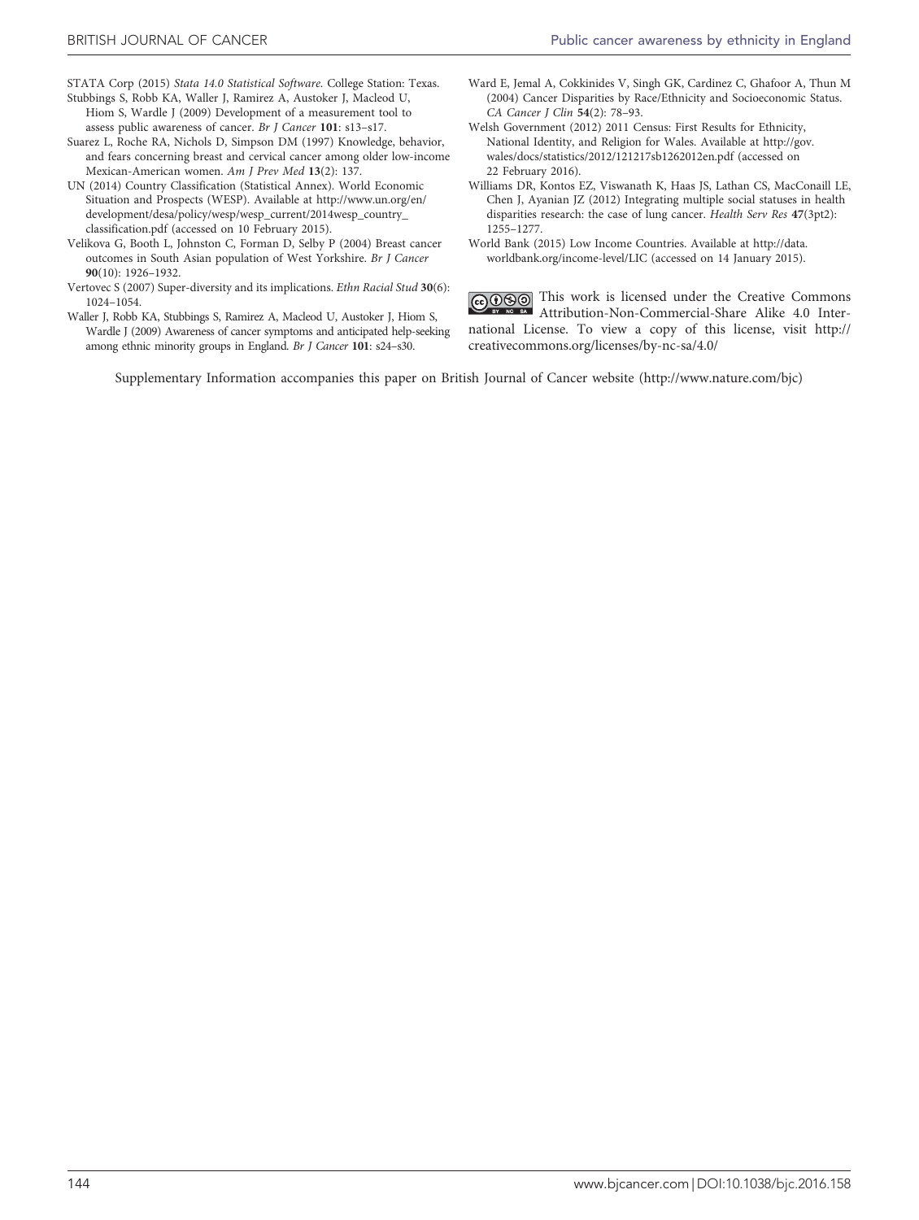STATA Corp (2015) *Stata 14.0 Statistical Software*. College Station: Texas.

Stubbings S, Robb KA, Waller J, Ramirez A, Austoker J, Macleod U, Hiom S, Wardle J (2009) Development of a measurement tool to assess public awareness of cancer. *Br J Cancer* **101**: s13–s17.

Suarez L, Roche RA, Nichols D, Simpson DM (1997) Knowledge, behavior, and fears concerning breast and cervical cancer among older low-income Mexican-American women. *Am J Prev Med* **13**(2): 137.

UN (2014) Country Classification (Statistical Annex). World Economic Situation and Prospects (WESP). Available at http://www.un.org/en/development/desa/policy/wesp/wesp_current/2014wesp_country_classification.pdf (accessed on 10 February 2015).

Velikova G, Booth L, Johnston C, Forman D, Selby P (2004) Breast cancer outcomes in South Asian population of West Yorkshire. *Br J Cancer* **90**(10): 1926–1932.

Vertovec S (2007) Super-diversity and its implications. *Ethn Racial Stud* **30**(6): 1024–1054.

Waller J, Robb KA, Stubbings S, Ramirez A, Macleod U, Austoker J, Hiom S, Wardle J (2009) Awareness of cancer symptoms and anticipated help-seeking among ethnic minority groups in England. *Br J Cancer* **101**: s24–s30.

Ward E, Jemal A, Cokkinides V, Singh GK, Cardinez C, Ghafoor A, Thun M (2004) Cancer Disparities by Race/Ethnicity and Socioeconomic Status. *CA Cancer J Clin* **54**(2): 78–93.

Welsh Government (2012) 2011 Census: First Results for Ethnicity, National Identity, and Religion for Wales. Available at http://gov.wales/docs/statistics/2012/121217sb1262012en.pdf (accessed on 22 February 2016).

Williams DR, Kontos EZ, Viswanath K, Haas JS, Lathan CS, MacConaill LE, Chen J, Ayanian JZ (2012) Integrating multiple social statuses in health disparities research: the case of lung cancer. *Health Serv Res* **47**(3pt2): 1255–1277.

World Bank (2015) Low Income Countries. Available at http://data.worldbank.org/income-level/LIC (accessed on 14 January 2015).

This work is licensed under the Creative Commons Attribution-Non-Commercial-Share Alike 4.0 International License. To view a copy of this license, visit http://creativecommons.org/licenses/by-nc-sa/4.0/

Supplementary Information accompanies this paper on British Journal of Cancer website (http://www.nature.com/bjc)